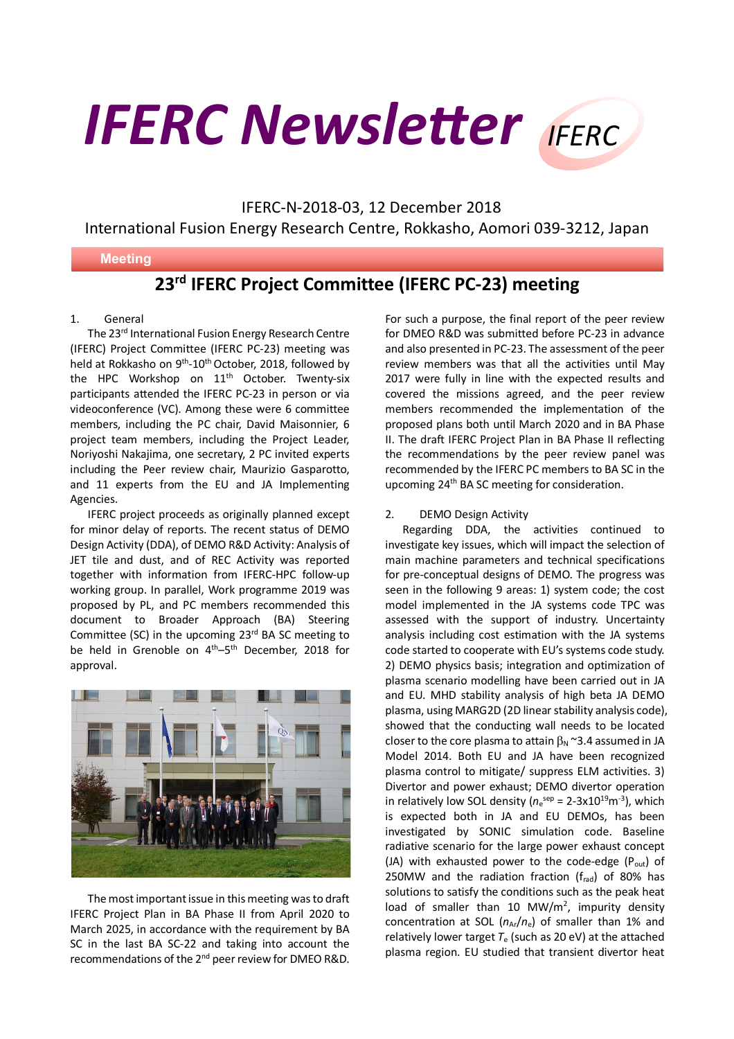# IFERC Newsletter

IFERC-N-2018-03, 12 December 2018

International Fusion Energy Research Centre, Rokkasho, Aomori 039-3212, Japan

**Meeting**

## 23rd IFERC Project Committee (IFERC PC-23) meeting

1. General

The 23rd International Fusion Energy Research Centre (IFERC) Project Committee (IFERC PC-23) meeting was held at Rokkasho on 9th-10th October, 2018, followed by the HPC Workshop on 11th October. Twenty-six participants attended the IFERC PC-23 in person or via videoconference (VC). Among these were 6 committee members, including the PC chair, David Maisonnier, 6 project team members, including the Project Leader, Noriyoshi Nakajima, one secretary, 2 PC invited experts including the Peer review chair, Maurizio Gasparotto, and 11 experts from the EU and JA Implementing Agencies.

IFERC project proceeds as originally planned except for minor delay of reports. The recent status of DEMO Design Activity (DDA), of DEMO R&D Activity: Analysis of JET tile and dust, and of REC Activity was reported together with information from IFERC-HPC follow-up working group. In parallel, Work programme 2019 was proposed by PL, and PC members recommended this document to Broader Approach (BA) Steering Committee (SC) in the upcoming 23rd BA SC meeting to be held in Grenoble on 4th–5th December, 2018 for approval.

The most important issue in this meeting was to draft IFERC Project Plan in BA Phase II from April 2020 to March 2025, in accordance with the requirement by BA SC in the last BA SC-22 and taking into account the recommendations of the 2nd peer review for DMEO R&D. For such a purpose, the final report of the peer review for DMEO R&D was submitted before PC-23 in advance and also presented in PC-23. The assessment of the peer review members was that all the activities until May 2017 were fully in line with the expected results and covered the missions agreed, and the peer review members recommended the implementation of the proposed plans both until March 2020 and in BA Phase II. The draft IFERC Project Plan in BA Phase II reflecting the recommendations by the peer review panel was recommended by the IFERC PC members to BA SC in the upcoming 24th BA SC meeting for consideration.

2. DEMO Design Activity

Regarding DDA, the activities continued to investigate key issues, which will impact the selection of main machine parameters and technical specifications for pre-conceptual designs of DEMO. The progress was seen in the following 9 areas: 1) system code; the cost model implemented in the JA systems code TPC was assessed with the support of industry. Uncertainty analysis including cost estimation with the JA systems code started to cooperate with EU's systems code study. 2) DEMO physics basis; integration and optimization of plasma scenario modelling have been carried out in JA and EU. MHD stability analysis of high beta JA DEMO plasma, using MARG2D (2D linear stability analysis code), showed that the conducting wall needs to be located closer to the core plasma to attain $\beta_N$ ~3.4 assumed in JA Model 2014. Both EU and JA have been recognized plasma control to mitigate/ suppress ELM activities. 3) Divertor and power exhaust; DEMO divertor operation in relatively low SOL density ($n_e^{sep}$ = 2-3x10$^{19}$m$^{-3}$), which is expected both in JA and EU DEMOs, has been investigated by SONIC simulation code. Baseline radiative scenario for the large power exhaust concept (JA) with exhausted power to the code-edge ($P_{out}$) of 250MW and the radiation fraction ($f_{rad}$) of 80% has solutions to satisfy the conditions such as the peak heat load of smaller than 10 MW/m$^2$, impurity density concentration at SOL ($n_{Ar}/n_e$) of smaller than 1% and relatively lower target $T_e$ (such as 20 eV) at the attached plasma region. EU studied that transient divertor heat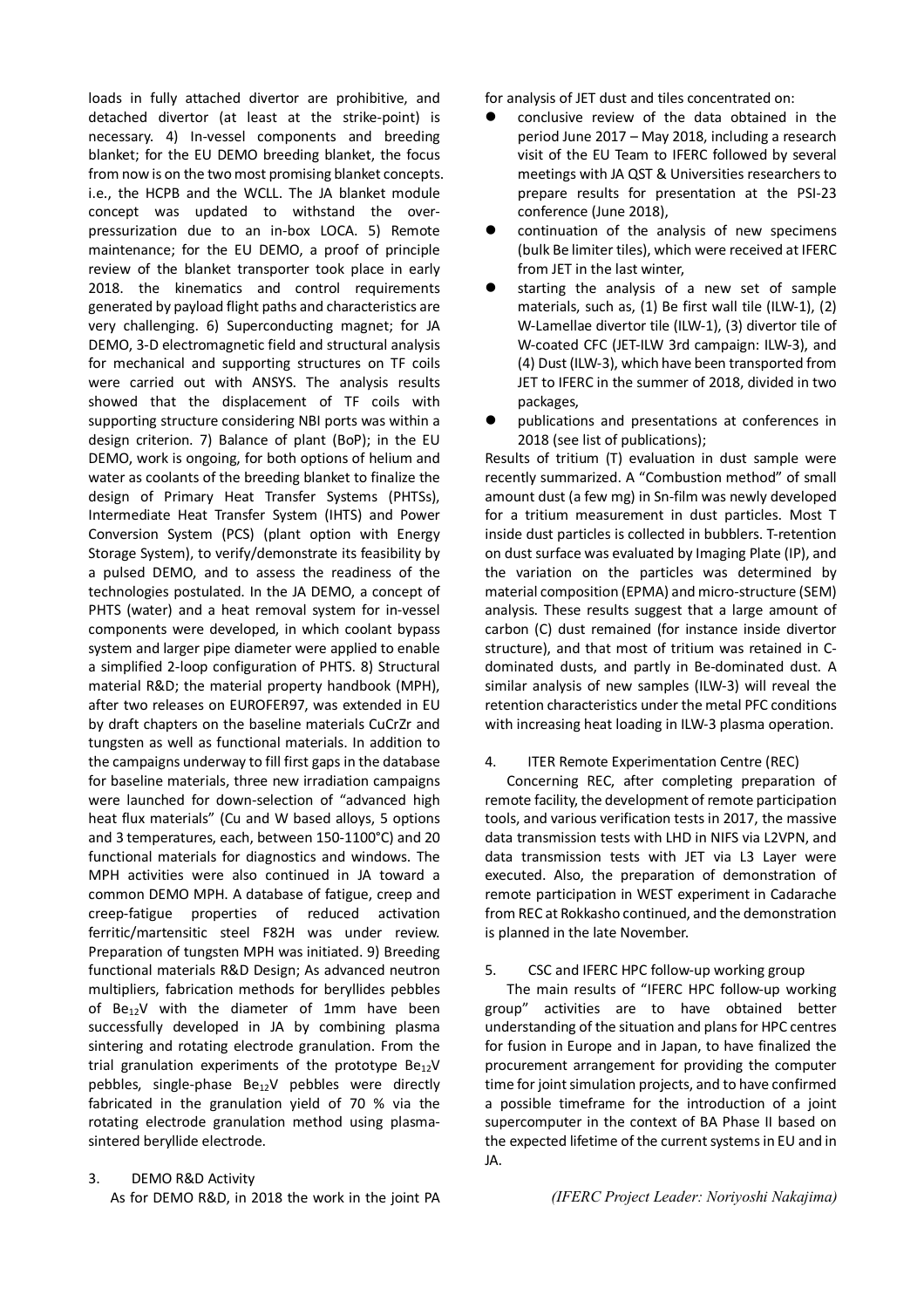loads in fully attached divertor are prohibitive, and detached divertor (at least at the strike-point) is necessary. 4) In-vessel components and breeding blanket; for the EU DEMO breeding blanket, the focus from now is on the two most promising blanket concepts. i.e., the HCPB and the WCLL. The JA blanket module concept was updated to withstand the over-pressurization due to an in-box LOCA. 5) Remote maintenance; for the EU DEMO, a proof of principle review of the blanket transporter took place in early 2018. the kinematics and control requirements generated by payload flight paths and characteristics are very challenging. 6) Superconducting magnet; for JA DEMO, 3-D electromagnetic field and structural analysis for mechanical and supporting structures on TF coils were carried out with ANSYS. The analysis results showed that the displacement of TF coils with supporting structure considering NBI ports was within a design criterion. 7) Balance of plant (BoP); in the EU DEMO, work is ongoing, for both options of helium and water as coolants of the breeding blanket to finalize the design of Primary Heat Transfer Systems (PHTSs), Intermediate Heat Transfer System (IHTS) and Power Conversion System (PCS) (plant option with Energy Storage System), to verify/demonstrate its feasibility by a pulsed DEMO, and to assess the readiness of the technologies postulated. In the JA DEMO, a concept of PHTS (water) and a heat removal system for in-vessel components were developed, in which coolant bypass system and larger pipe diameter were applied to enable a simplified 2-loop configuration of PHTS. 8) Structural material R&D; the material property handbook (MPH), after two releases on EUROFER97, was extended in EU by draft chapters on the baseline materials CuCrZr and tungsten as well as functional materials. In addition to the campaigns underway to fill first gaps in the database for baseline materials, three new irradiation campaigns were launched for down-selection of "advanced high heat flux materials" (Cu and W based alloys, 5 options and 3 temperatures, each, between 150-1100°C) and 20 functional materials for diagnostics and windows. The MPH activities were also continued in JA toward a common DEMO MPH. A database of fatigue, creep and creep-fatigue properties of reduced activation ferritic/martensitic steel F82H was under review. Preparation of tungsten MPH was initiated. 9) Breeding functional materials R&D Design; As advanced neutron multipliers, fabrication methods for beryllides pebbles of $Be_{12}V$ with the diameter of 1mm have been successfully developed in JA by combining plasma sintering and rotating electrode granulation. From the trial granulation experiments of the prototype $Be_{12}V$ pebbles, single-phase $Be_{12}V$ pebbles were directly fabricated in the granulation yield of 70 % via the rotating electrode granulation method using plasma-sintered beryllide electrode.

3. DEMO R&D Activity

As for DEMO R&D, in 2018 the work in the joint PA for analysis of JET dust and tiles concentrated on:

- conclusive review of the data obtained in the period June 2017 – May 2018, including a research visit of the EU Team to IFERC followed by several meetings with JA QST & Universities researchers to prepare results for presentation at the PSI-23 conference (June 2018),
- continuation of the analysis of new specimens (bulk Be limiter tiles), which were received at IFERC from JET in the last winter,
- starting the analysis of a new set of sample materials, such as, (1) Be first wall tile (ILW-1), (2) W-Lamellae divertor tile (ILW-1), (3) divertor tile of W-coated CFC (JET-ILW 3rd campaign: ILW-3), and (4) Dust (ILW-3), which have been transported from JET to IFERC in the summer of 2018, divided in two packages,
- publications and presentations at conferences in 2018 (see list of publications);

Results of tritium (T) evaluation in dust sample were recently summarized. A "Combustion method" of small amount dust (a few mg) in Sn-film was newly developed for a tritium measurement in dust particles. Most T inside dust particles is collected in bubblers. T-retention on dust surface was evaluated by Imaging Plate (IP), and the variation on the particles was determined by material composition (EPMA) and micro-structure (SEM) analysis. These results suggest that a large amount of carbon (C) dust remained (for instance inside divertor structure), and that most of tritium was retained in C-dominated dusts, and partly in Be-dominated dust. A similar analysis of new samples (ILW-3) will reveal the retention characteristics under the metal PFC conditions with increasing heat loading in ILW-3 plasma operation.

4. ITER Remote Experimentation Centre (REC)

Concerning REC, after completing preparation of remote facility, the development of remote participation tools, and various verification tests in 2017, the massive data transmission tests with LHD in NIFS via L2VPN, and data transmission tests with JET via L3 Layer were executed. Also, the preparation of demonstration of remote participation in WEST experiment in Cadarache from REC at Rokkasho continued, and the demonstration is planned in the late November.

5. CSC and IFERC HPC follow-up working group

The main results of "IFERC HPC follow-up working group" activities are to have obtained better understanding of the situation and plans for HPC centres for fusion in Europe and in Japan, to have finalized the procurement arrangement for providing the computer time for joint simulation projects, and to have confirmed a possible timeframe for the introduction of a joint supercomputer in the context of BA Phase II based on the expected lifetime of the current systems in EU and in JA.

*(IFERC Project Leader: Noriyoshi Nakajima)*